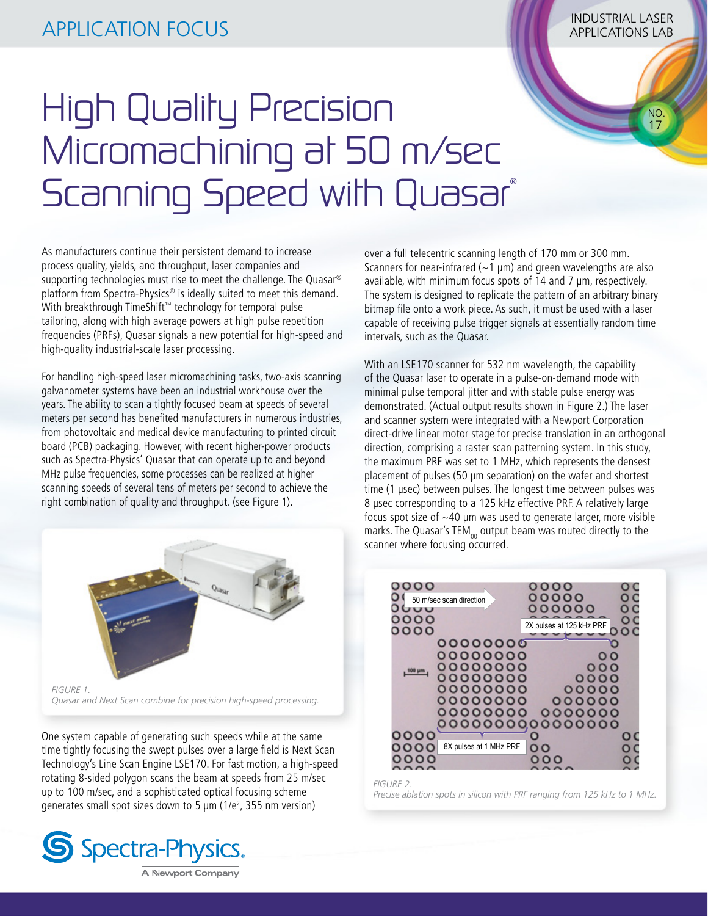APPLICATION FOCUS

INDUSTRIAL LASER APPLICATIONS LAB

NO. 17

# High Quality Precision Micromachining at 50 m/sec Scanning Speed with Quasar®

As manufacturers continue their persistent demand to increase process quality, yields, and throughput, laser companies and supporting technologies must rise to meet the challenge. The Quasar® platform from Spectra-Physics® is ideally suited to meet this demand. With breakthrough TimeShift™ technology for temporal pulse tailoring, along with high average powers at high pulse repetition frequencies (PRFs), Quasar signals a new potential for high-speed and high-quality industrial-scale laser processing.

For handling high-speed laser micromachining tasks, two-axis scanning galvanometer systems have been an industrial workhouse over the years. The ability to scan a tightly focused beam at speeds of several meters per second has benefited manufacturers in numerous industries, from photovoltaic and medical device manufacturing to printed circuit board (PCB) packaging. However, with recent higher-power products such as Spectra-Physics' Quasar that can operate up to and beyond MHz pulse frequencies, some processes can be realized at higher scanning speeds of several tens of meters per second to achieve the right combination of quality and throughput. (see Figure 1).

*FIGURE 1.*
*Quasar and Next Scan combine for precision high-speed processing.*

One system capable of generating such speeds while at the same time tightly focusing the swept pulses over a large field is Next Scan Technology's Line Scan Engine LSE170. For fast motion, a high-speed rotating 8-sided polygon scans the beam at speeds from 25 m/sec up to 100 m/sec, and a sophisticated optical focusing scheme generates small spot sizes down to 5 µm ($1/e^2$, 355 nm version) over a full telecentric scanning length of 170 mm or 300 mm. Scanners for near-infrared (~1 µm) and green wavelengths are also available, with minimum focus spots of 14 and 7 µm, respectively. The system is designed to replicate the pattern of an arbitrary binary bitmap file onto a work piece. As such, it must be used with a laser capable of receiving pulse trigger signals at essentially random time intervals, such as the Quasar.

With an LSE170 scanner for 532 nm wavelength, the capability of the Quasar laser to operate in a pulse-on-demand mode with minimal pulse temporal jitter and with stable pulse energy was demonstrated. (Actual output results shown in Figure 2.) The laser and scanner system were integrated with a Newport Corporation direct-drive linear motor stage for precise translation in an orthogonal direction, comprising a raster scan patterning system. In this study, the maximum PRF was set to 1 MHz, which represents the densest placement of pulses (50 µm separation) on the wafer and shortest time (1 µsec) between pulses. The longest time between pulses was 8 µsec corresponding to a 125 kHz effective PRF. A relatively large focus spot size of ~40 µm was used to generate larger, more visible marks. The Quasar's $TEM_{00}$ output beam was routed directly to the scanner where focusing occurred.

*FIGURE 2.*
*Precise ablation spots in silicon with PRF ranging from 125 kHz to 1 MHz.*

Spectra-Physics. A Newport Company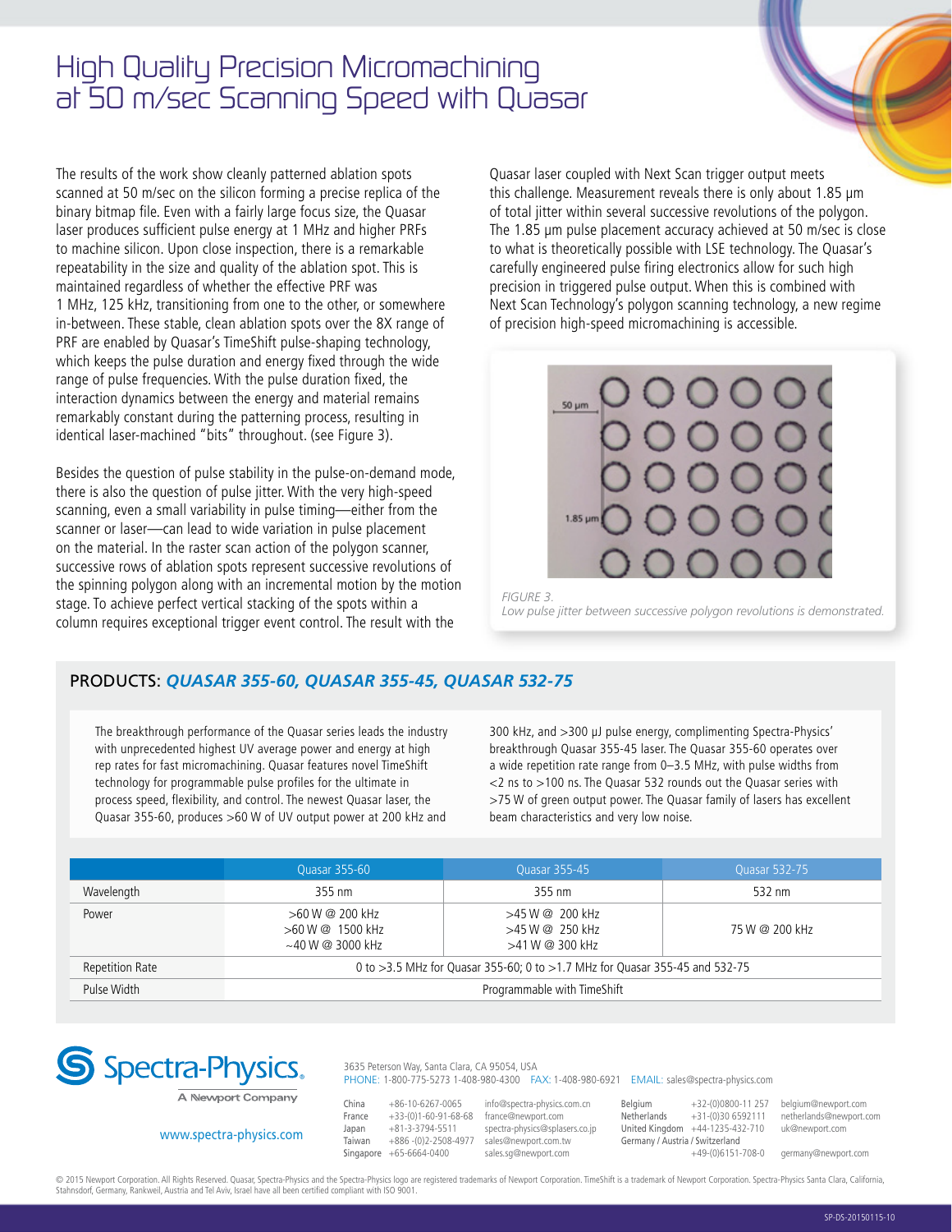# High Quality Precision Micromachining at 50 m/sec Scanning Speed with Quasar

The results of the work show cleanly patterned ablation spots scanned at 50 m/sec on the silicon forming a precise replica of the binary bitmap file. Even with a fairly large focus size, the Quasar laser produces sufficient pulse energy at 1 MHz and higher PRFs to machine silicon. Upon close inspection, there is a remarkable repeatability in the size and quality of the ablation spot. This is maintained regardless of whether the effective PRF was 1 MHz, 125 kHz, transitioning from one to the other, or somewhere in-between. These stable, clean ablation spots over the 8X range of PRF are enabled by Quasar's TimeShift pulse-shaping technology, which keeps the pulse duration and energy fixed through the wide range of pulse frequencies. With the pulse duration fixed, the interaction dynamics between the energy and material remains remarkably constant during the patterning process, resulting in identical laser-machined "bits" throughout. (see Figure 3).

Besides the question of pulse stability in the pulse-on-demand mode, there is also the question of pulse jitter. With the very high-speed scanning, even a small variability in pulse timing—either from the scanner or laser—can lead to wide variation in pulse placement on the material. In the raster scan action of the polygon scanner, successive rows of ablation spots represent successive revolutions of the spinning polygon along with an incremental motion by the motion stage. To achieve perfect vertical stacking of the spots within a column requires exceptional trigger event control. The result with the Quasar laser coupled with Next Scan trigger output meets this challenge. Measurement reveals there is only about 1.85 µm of total jitter within several successive revolutions of the polygon. The 1.85 µm pulse placement accuracy achieved at 50 m/sec is close to what is theoretically possible with LSE technology. The Quasar's carefully engineered pulse firing electronics allow for such high precision in triggered pulse output. When this is combined with Next Scan Technology's polygon scanning technology, a new regime of precision high-speed micromachining is accessible.

50 µm
1.85 µm

*FIGURE 3.*
*Low pulse jitter between successive polygon revolutions is demonstrated.*

## PRODUCTS: *QUASAR 355-60, QUASAR 355-45, QUASAR 532-75*

The breakthrough performance of the Quasar series leads the industry with unprecedented highest UV average power and energy at high rep rates for fast micromachining. Quasar features novel TimeShift technology for programmable pulse profiles for the ultimate in process speed, flexibility, and control. The newest Quasar laser, the Quasar 355-60, produces >60 W of UV output power at 200 kHz and 300 kHz, and >300 µJ pulse energy, complimenting Spectra-Physics' breakthrough Quasar 355-45 laser. The Quasar 355-60 operates over a wide repetition rate range from 0–3.5 MHz, with pulse widths from <2 ns to >100 ns. The Quasar 532 rounds out the Quasar series with >75 W of green output power. The Quasar family of lasers has excellent beam characteristics and very low noise.

| | Quasar 355-60 | Quasar 355-45 | Quasar 532-75 |
|---|---|---|---|
| Wavelength | 355 nm | 355 nm | 532 nm |
| Power | >60 W @ 200 kHz<br>>60 W @ 1500 kHz<br>~40 W @ 3000 kHz | >45 W @ 200 kHz<br>>45 W @ 250 kHz<br>>41 W @ 300 kHz | 75 W @ 200 kHz |
| Repetition Rate | 0 to >3.5 MHz for Quasar 355-60; 0 to >1.7 MHz for Quasar 355-45 and 532-75 | | |
| Pulse Width | Programmable with TimeShift | | |

Spectra-Physics. A Newport Company

www.spectra-physics.com

3635 Peterson Way, Santa Clara, CA 95054, USA
PHONE: 1-800-775-5273 1-408-980-4300 FAX: 1-408-980-6921 EMAIL: sales@spectra-physics.com

| | | |
|---|---|---|
| China | +86-10-6267-0065 | info@spectra-physics.com.cn |
| France | +33-(0)1-60-91-68-68 | france@newport.com |
| Japan | +81-3-3794-5511 | spectra-physics@splasers.co.jp |
| Taiwan | +886 -(0)2-2508-4977 | sales@newport.com.tw |
| Singapore | +65-6664-0400 | sales.sg@newport.com |
| Belgium | +32-(0)0800-11 257 | belgium@newport.com |
| Netherlands | +31-(0)30 6592111 | netherlands@newport.com |
| United Kingdom | +44-1235-432-710 | uk@newport.com |
| Germany / Austria / Switzerland | +49-(0)6151-708-0 | germany@newport.com |

© 2015 Newport Corporation. All Rights Reserved. Quasar, Spectra-Physics and the Spectra-Physics logo are registered trademarks of Newport Corporation. TimeShift is a trademark of Newport Corporation. Spectra-Physics Santa Clara, California, Stahnsdorf, Germany, Rankweil, Austria and Tel Aviv, Israel have all been certified compliant with ISO 9001.

SP-DS-20150115-10